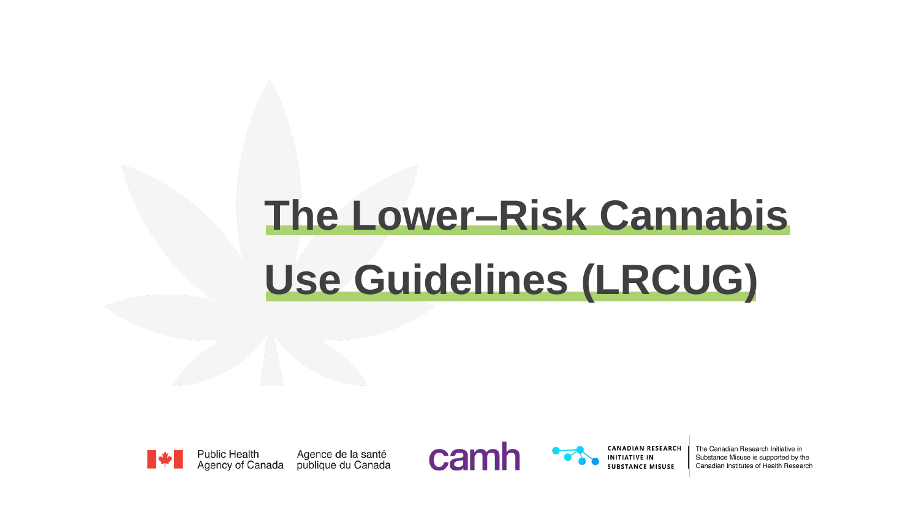# The Lower–Risk Cannabis Use Guidelines (LRCUG)

Public Health Agency of Canada

Agence de la santé publique du Canada

camh

CANADIAN RESEARCH INITIATIVE IN SUBSTANCE MISUSE

The Canadian Research Initiative in Substance Misuse is supported by the Canadian Institutes of Health Research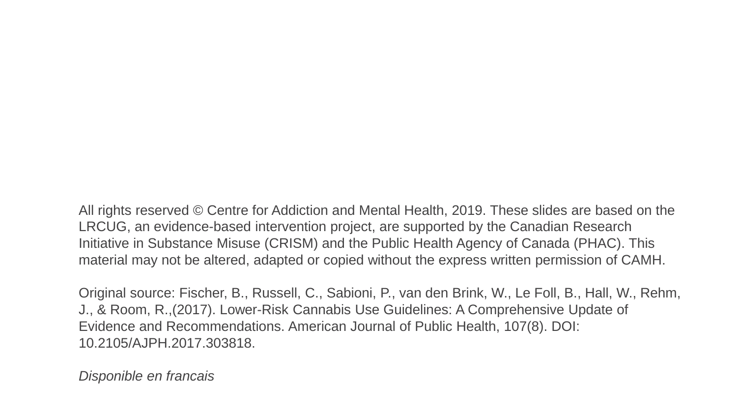All rights reserved © Centre for Addiction and Mental Health, 2019. These slides are based on the LRCUG, an evidence-based intervention project, are supported by the Canadian Research Initiative in Substance Misuse (CRISM) and the Public Health Agency of Canada (PHAC). This material may not be altered, adapted or copied without the express written permission of CAMH.

Original source: Fischer, B., Russell, C., Sabioni, P., van den Brink, W., Le Foll, B., Hall, W., Rehm, J., & Room, R.,(2017). Lower-Risk Cannabis Use Guidelines: A Comprehensive Update of Evidence and Recommendations. American Journal of Public Health, 107(8). DOI: 10.2105/AJPH.2017.303818.

*Disponible en francais*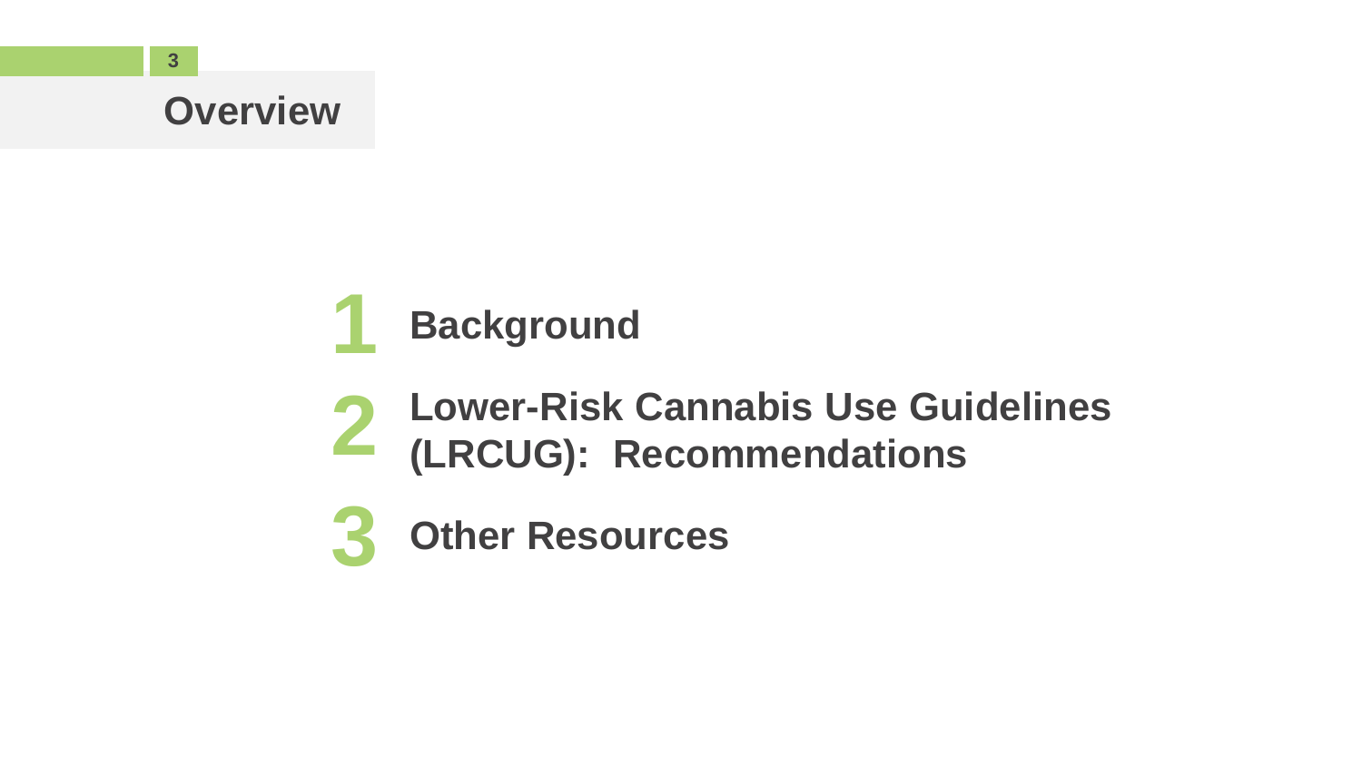# Overview

1. Background
2. Lower-Risk Cannabis Use Guidelines (LRCUG): Recommendations
3. Other Resources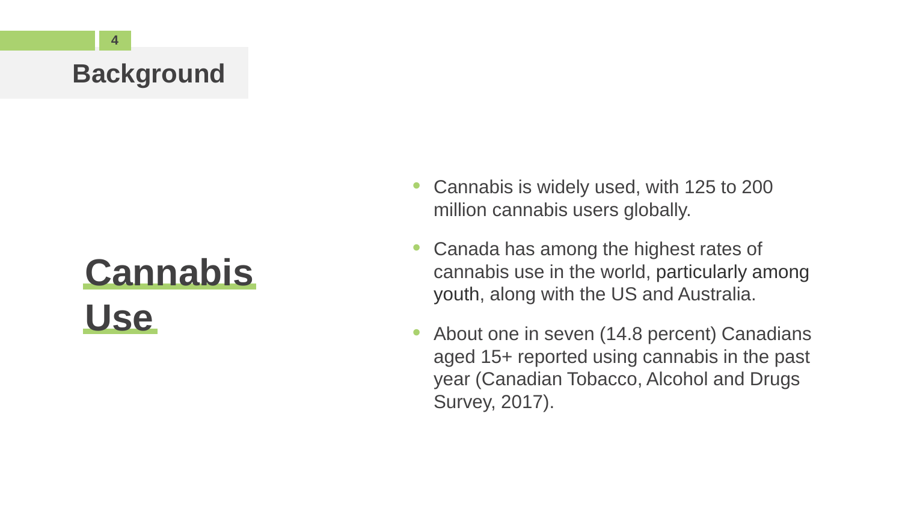# Background

## Cannabis Use

- Cannabis is widely used, with 125 to 200 million cannabis users globally.
- Canada has among the highest rates of cannabis use in the world, particularly among youth, along with the US and Australia.
- About one in seven (14.8 percent) Canadians aged 15+ reported using cannabis in the past year (Canadian Tobacco, Alcohol and Drugs Survey, 2017).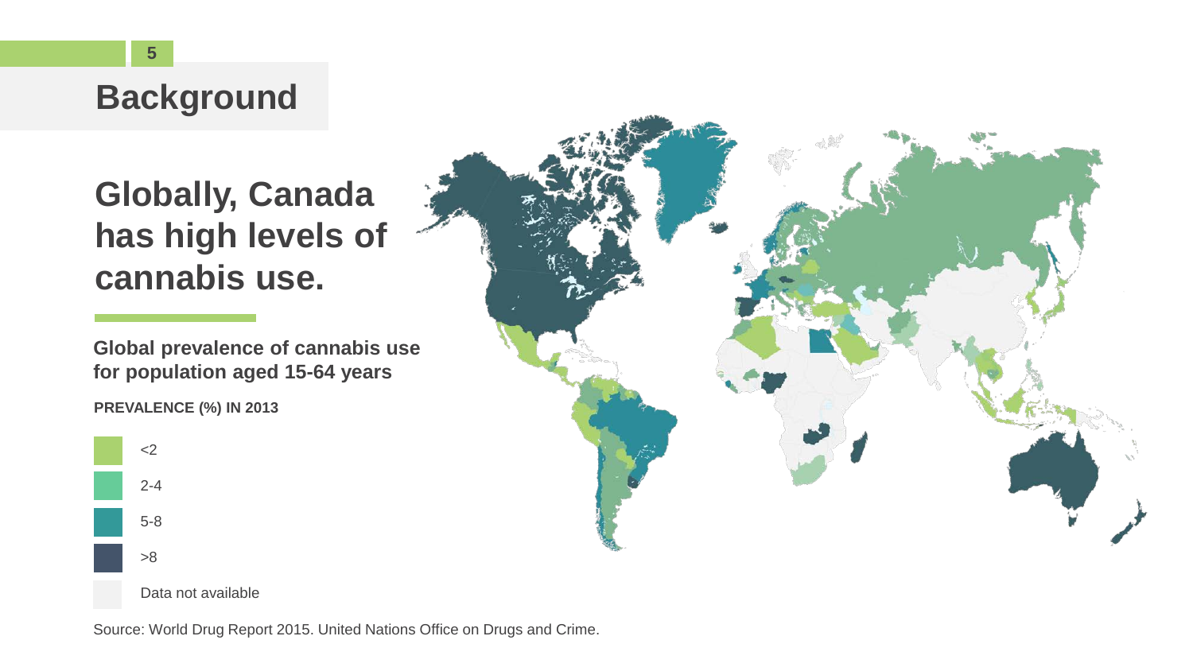# Background

## Globally, Canada has high levels of cannabis use.

**Global prevalence of cannabis use for population aged 15-64 years**

**PREVALENCE (%) IN 2013**

- <2
- 2-4
- 5-8
- >8
- Data not available

Source: World Drug Report 2015. United Nations Office on Drugs and Crime.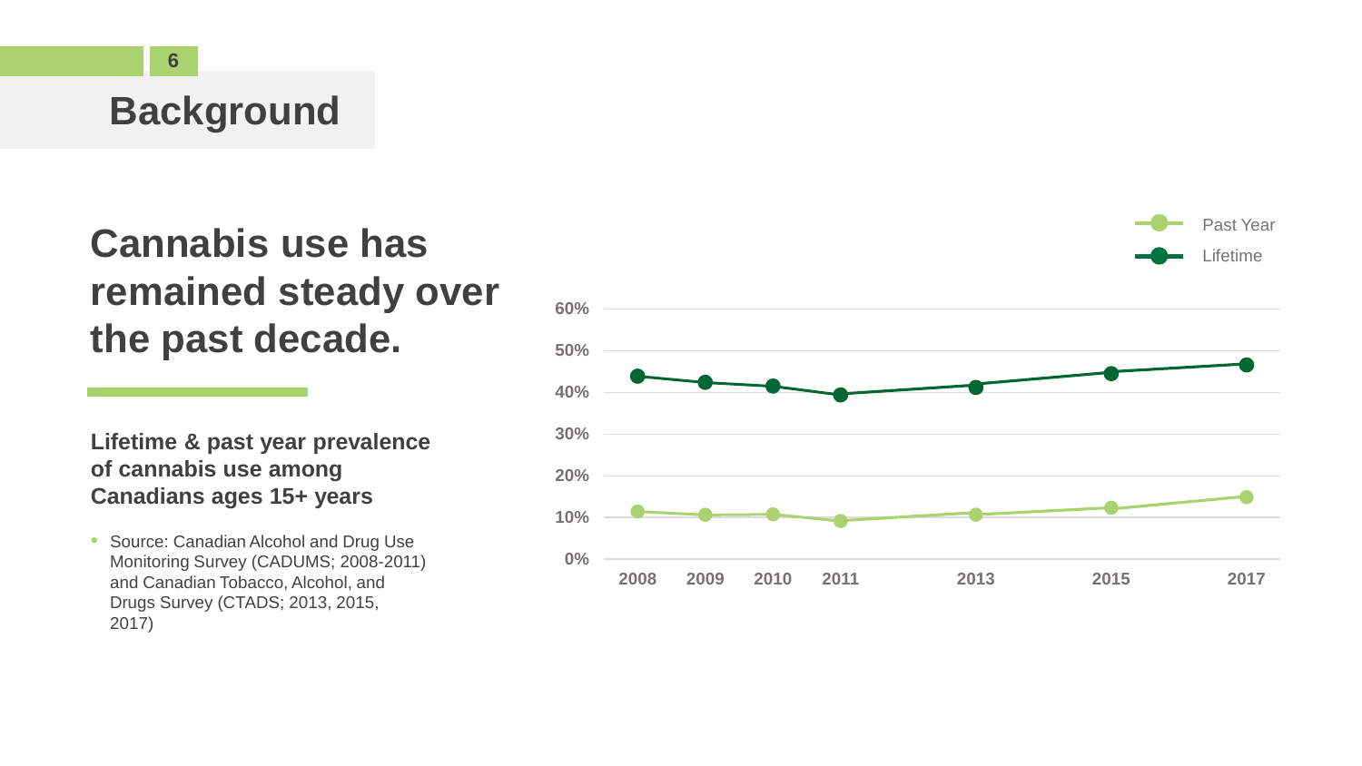# Background

## Cannabis use has remained steady over the past decade.

**Lifetime & past year prevalence of cannabis use among Canadians ages 15+ years**

- Source: Canadian Alcohol and Drug Use Monitoring Survey (CADUMS; 2008-2011) and Canadian Tobacco, Alcohol, and Drugs Survey (CTADS; 2013, 2015, 2017)

Past Year
Lifetime

60%
50%
40%
30%
20%
10%
0%

2008 2009 2010 2011 2013 2015 2017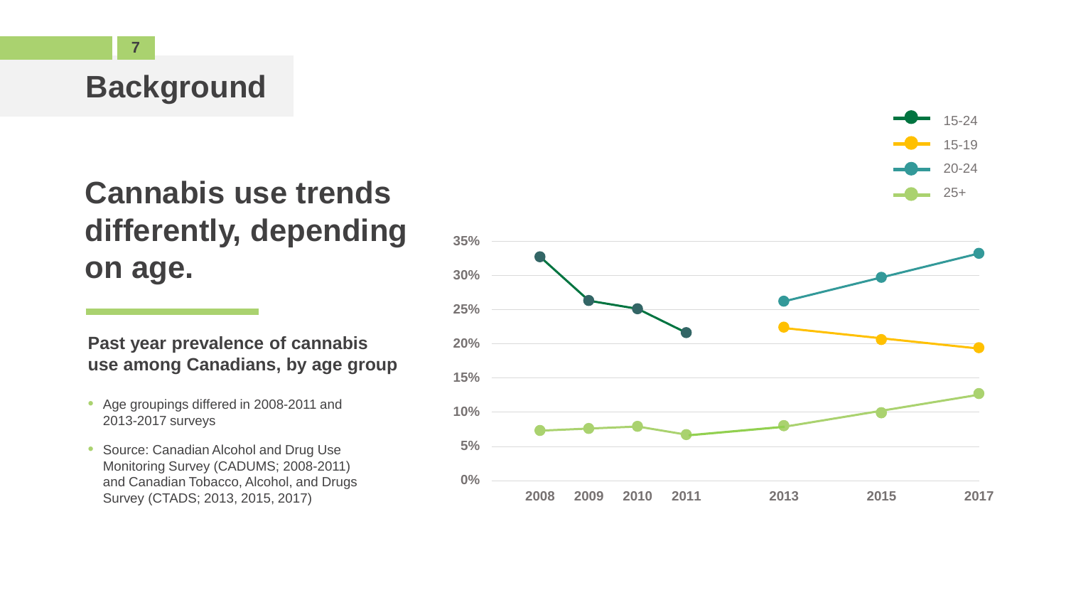# Background

## Cannabis use trends differently, depending on age.

**Past year prevalence of cannabis use among Canadians, by age group**

- Age groupings differed in 2008-2011 and 2013-2017 surveys
- Source: Canadian Alcohol and Drug Use Monitoring Survey (CADUMS; 2008-2011) and Canadian Tobacco, Alcohol, and Drugs Survey (CTADS; 2013, 2015, 2017)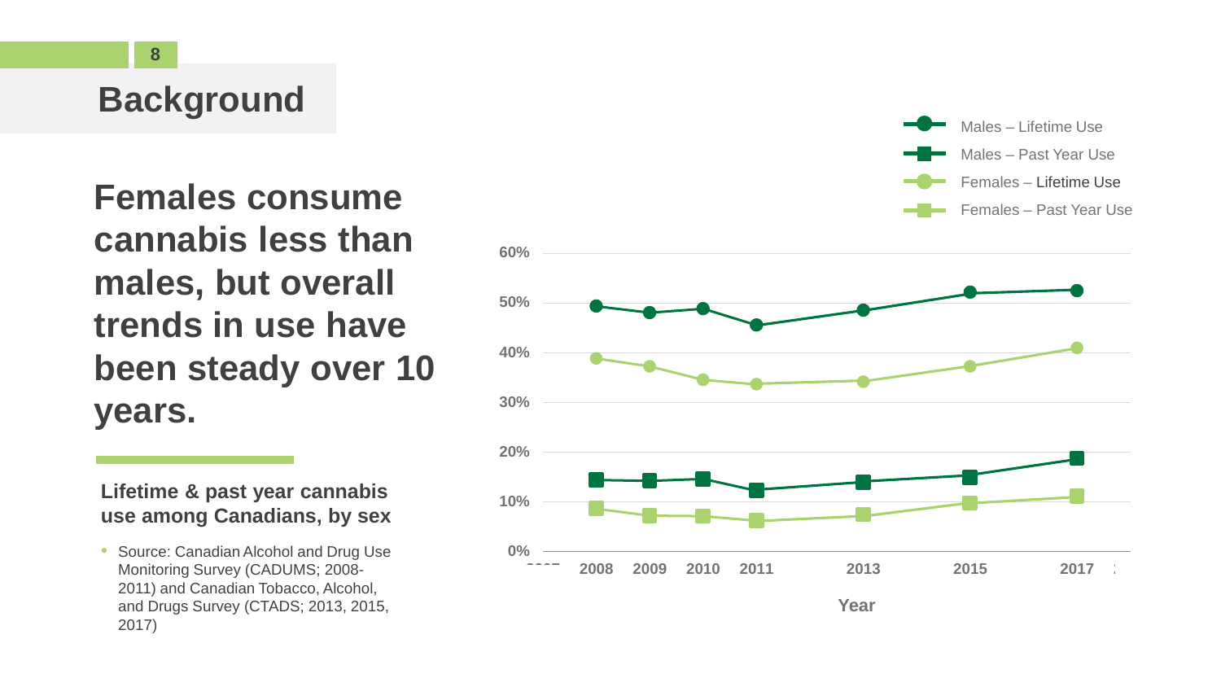# Background

## Females consume cannabis less than males, but overall trends in use have been steady over 10 years.

**Lifetime & past year cannabis use among Canadians, by sex**

- Source: Canadian Alcohol and Drug Use Monitoring Survey (CADUMS; 2008-2011) and Canadian Tobacco, Alcohol, and Drugs Survey (CTADS; 2013, 2015, 2017)

Males – Lifetime Use
Males – Past Year Use
Females – Lifetime Use
Females – Past Year Use

60%
50%
40%
30%
20%
10%
0%

2008 2009 2010 2011 2013 2015 2017

Year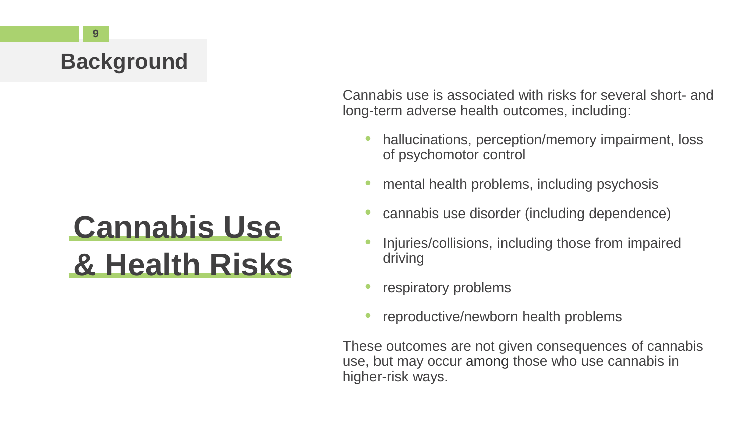## Background

# Cannabis Use & Health Risks

Cannabis use is associated with risks for several short- and long-term adverse health outcomes, including:

- hallucinations, perception/memory impairment, loss of psychomotor control
- mental health problems, including psychosis
- cannabis use disorder (including dependence)
- Injuries/collisions, including those from impaired driving
- respiratory problems
- reproductive/newborn health problems

These outcomes are not given consequences of cannabis use, but may occur among those who use cannabis in higher-risk ways.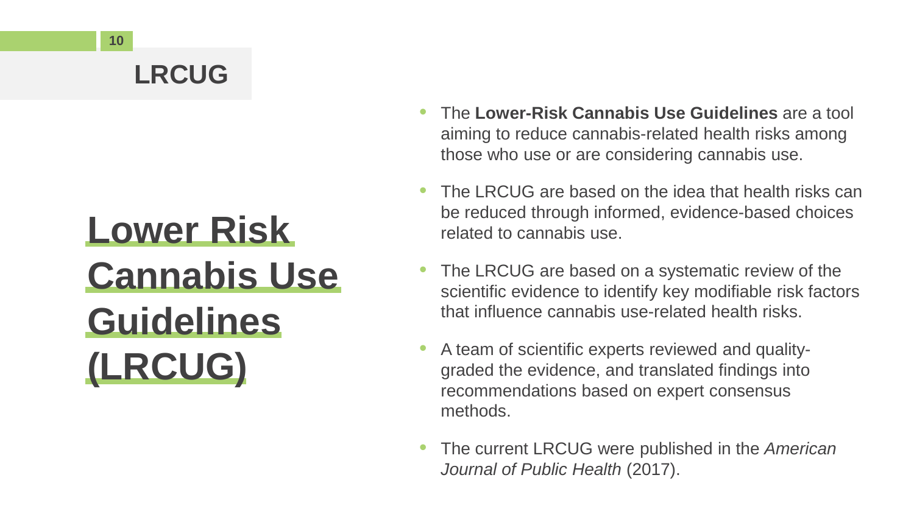## LRCUG

# Lower Risk Cannabis Use Guidelines (LRCUG)

- The **Lower-Risk Cannabis Use Guidelines** are a tool aiming to reduce cannabis-related health risks among those who use or are considering cannabis use.
- The LRCUG are based on the idea that health risks can be reduced through informed, evidence-based choices related to cannabis use.
- The LRCUG are based on a systematic review of the scientific evidence to identify key modifiable risk factors that influence cannabis use-related health risks.
- A team of scientific experts reviewed and quality-graded the evidence, and translated findings into recommendations based on expert consensus methods.
- The current LRCUG were published in the *American Journal of Public Health* (2017).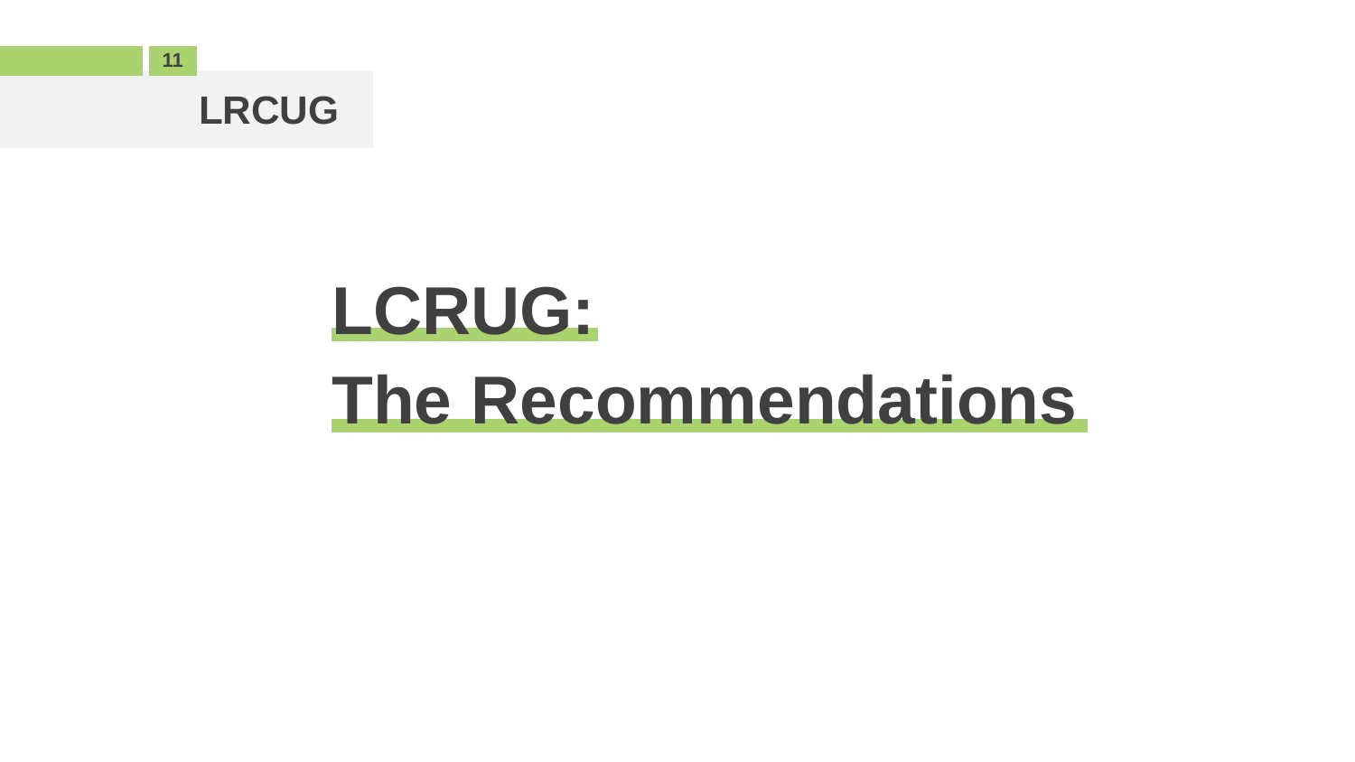# LCRUG:
# The Recommendations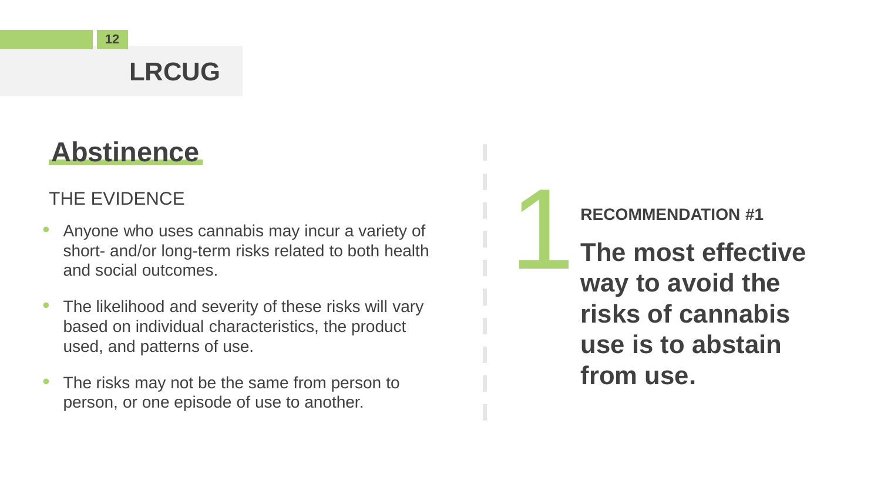## Abstinence

THE EVIDENCE

- Anyone who uses cannabis may incur a variety of short- and/or long-term risks related to both health and social outcomes.
- The likelihood and severity of these risks will vary based on individual characteristics, the product used, and patterns of use.
- The risks may not be the same from person to person, or one episode of use to another.

1

**RECOMMENDATION #1**

**The most effective way to avoid the risks of cannabis use is to abstain from use.**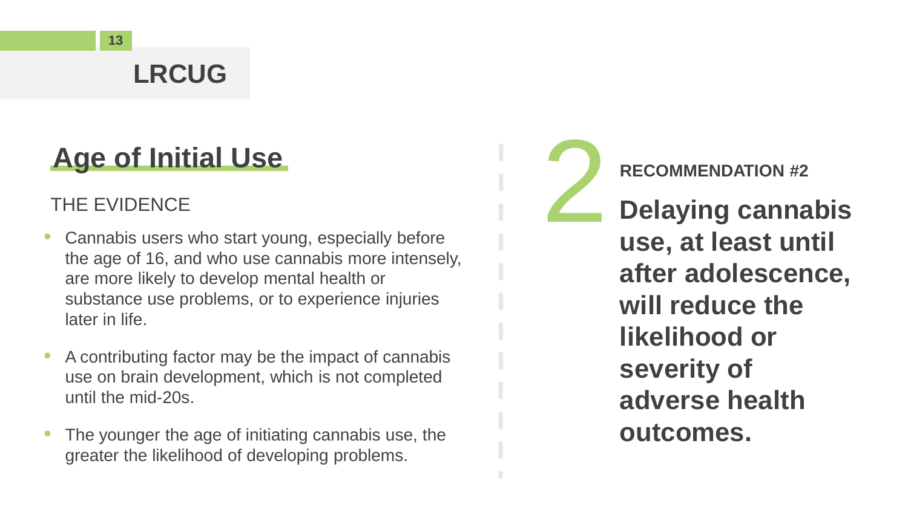## LRCUG

# Age of Initial Use

THE EVIDENCE

- Cannabis users who start young, especially before the age of 16, and who use cannabis more intensely, are more likely to develop mental health or substance use problems, or to experience injuries later in life.
- A contributing factor may be the impact of cannabis use on brain development, which is not completed until the mid-20s.
- The younger the age of initiating cannabis use, the greater the likelihood of developing problems.

2

**RECOMMENDATION #2**

**Delaying cannabis use, at least until after adolescence, will reduce the likelihood or severity of adverse health outcomes.**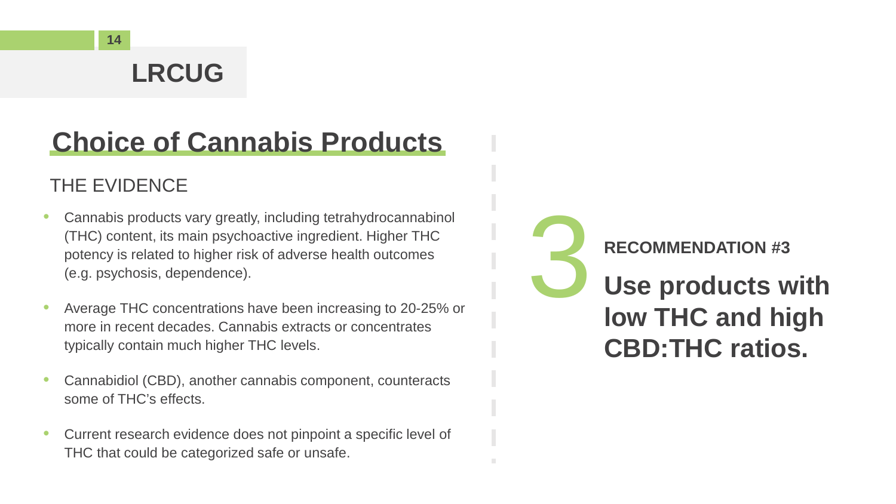## LRCUG

# Choice of Cannabis Products

### THE EVIDENCE

- Cannabis products vary greatly, including tetrahydrocannabinol (THC) content, its main psychoactive ingredient. Higher THC potency is related to higher risk of adverse health outcomes (e.g. psychosis, dependence).
- Average THC concentrations have been increasing to 20-25% or more in recent decades. Cannabis extracts or concentrates typically contain much higher THC levels.
- Cannabidiol (CBD), another cannabis component, counteracts some of THC's effects.
- Current research evidence does not pinpoint a specific level of THC that could be categorized safe or unsafe.

3

**RECOMMENDATION #3**

**Use products with low THC and high CBD:THC ratios.**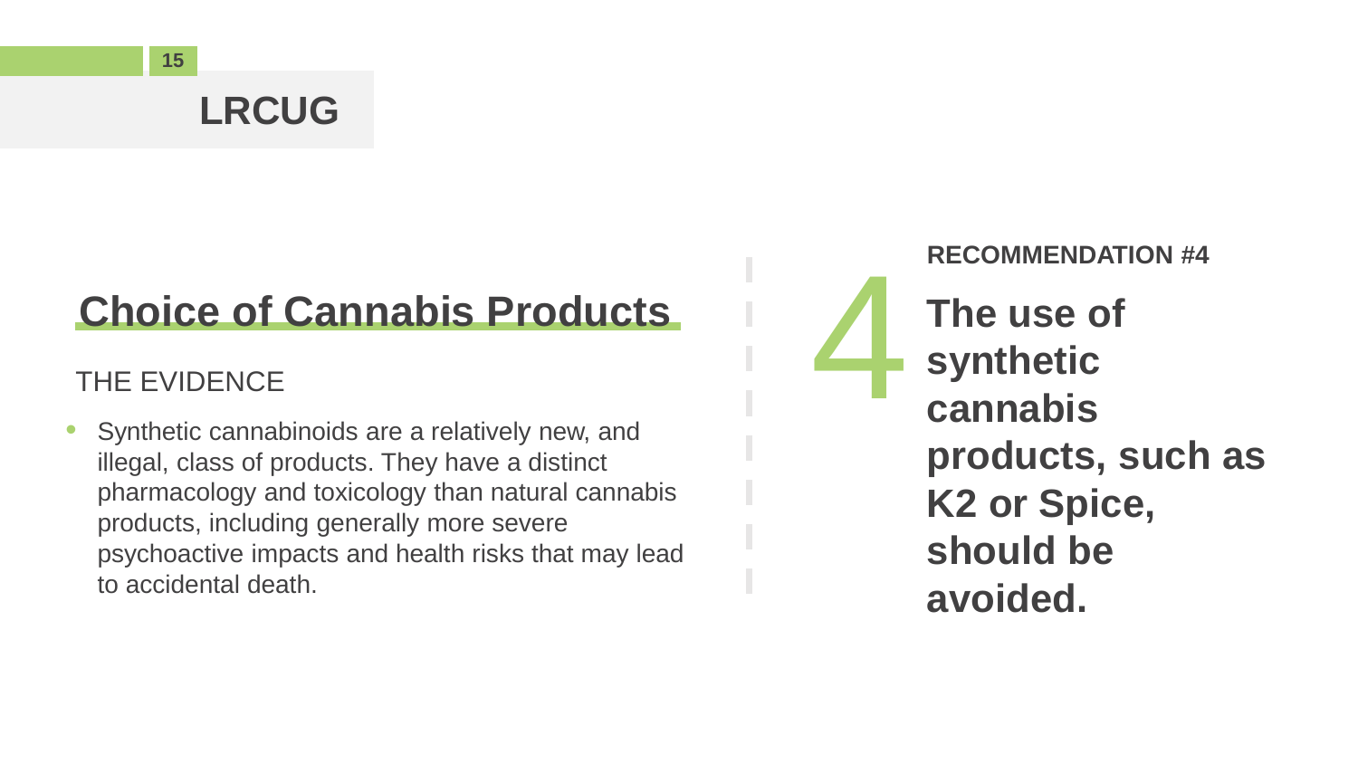## Choice of Cannabis Products

THE EVIDENCE

- Synthetic cannabinoids are a relatively new, and illegal, class of products. They have a distinct pharmacology and toxicology than natural cannabis products, including generally more severe psychoactive impacts and health risks that may lead to accidental death.

**RECOMMENDATION #4**

4

**The use of synthetic cannabis products, such as K2 or Spice, should be avoided.**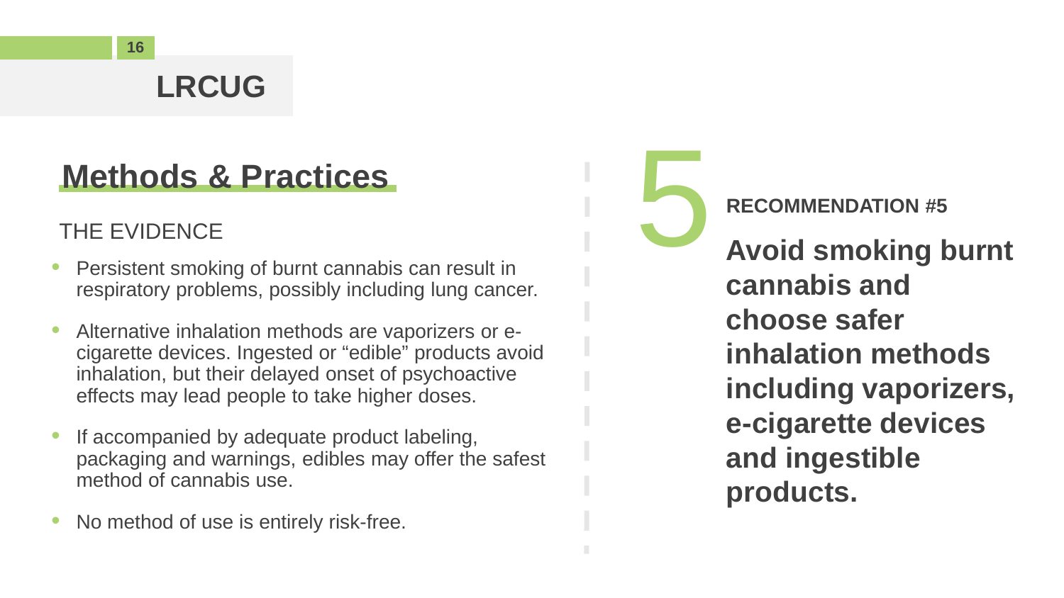# LRCUG

## Methods & Practices

### THE EVIDENCE

- Persistent smoking of burnt cannabis can result in respiratory problems, possibly including lung cancer.
- Alternative inhalation methods are vaporizers or e-cigarette devices. Ingested or "edible" products avoid inhalation, but their delayed onset of psychoactive effects may lead people to take higher doses.
- If accompanied by adequate product labeling, packaging and warnings, edibles may offer the safest method of cannabis use.
- No method of use is entirely risk-free.

5

**RECOMMENDATION #5**

**Avoid smoking burnt cannabis and choose safer inhalation methods including vaporizers, e-cigarette devices and ingestible products.**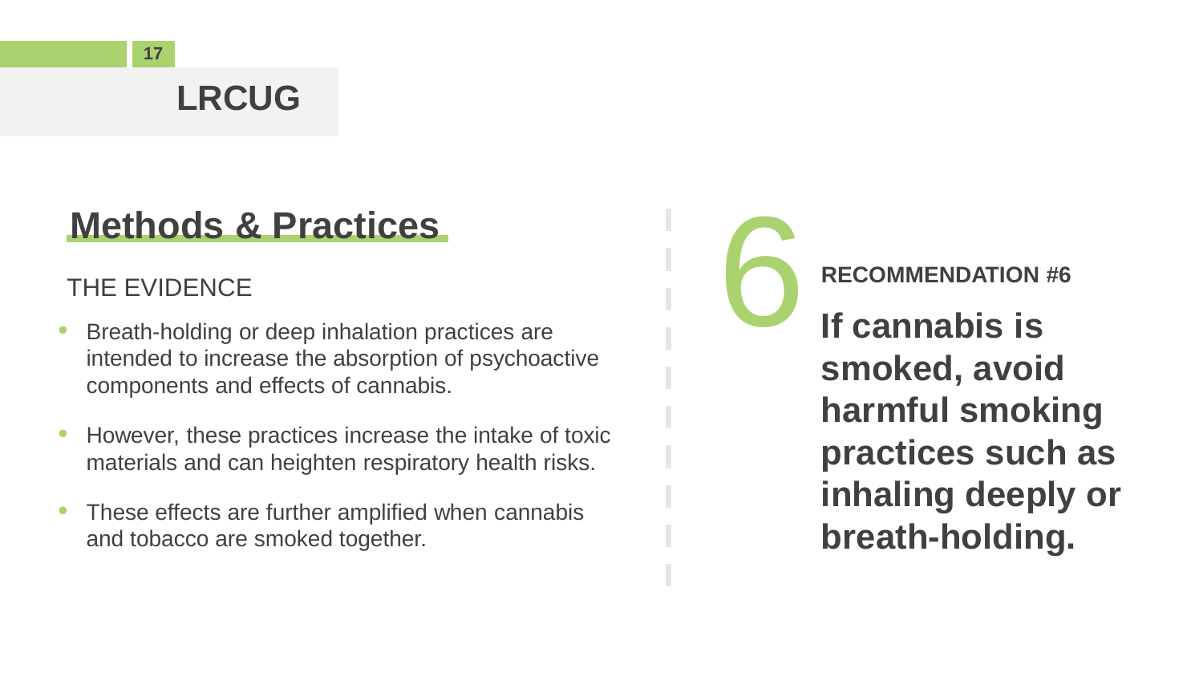## LRCUG

# Methods & Practices

THE EVIDENCE

- Breath-holding or deep inhalation practices are intended to increase the absorption of psychoactive components and effects of cannabis.
- However, these practices increase the intake of toxic materials and can heighten respiratory health risks.
- These effects are further amplified when cannabis and tobacco are smoked together.

6

**RECOMMENDATION #6**

**If cannabis is smoked, avoid harmful smoking practices such as inhaling deeply or breath-holding.**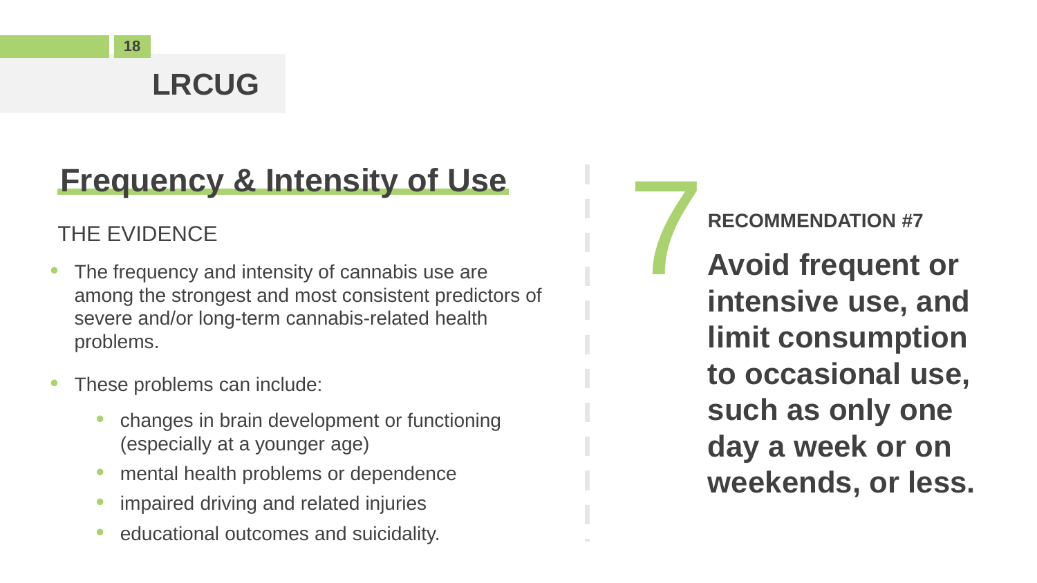## LRCUG

# Frequency & Intensity of Use

THE EVIDENCE

- The frequency and intensity of cannabis use are among the strongest and most consistent predictors of severe and/or long-term cannabis-related health problems.
- These problems can include:
  - changes in brain development or functioning (especially at a younger age)
  - mental health problems or dependence
  - impaired driving and related injuries
  - educational outcomes and suicidality.

7

**RECOMMENDATION #7**

**Avoid frequent or intensive use, and limit consumption to occasional use, such as only one day a week or on weekends, or less.**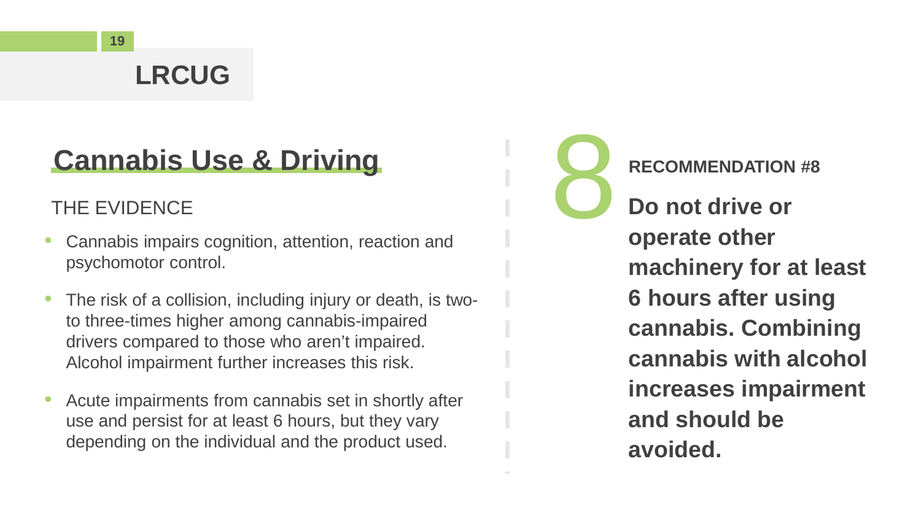## LRCUG

# Cannabis Use & Driving

### THE EVIDENCE

- Cannabis impairs cognition, attention, reaction and psychomotor control.
- The risk of a collision, including injury or death, is two- to three-times higher among cannabis-impaired drivers compared to those who aren't impaired. Alcohol impairment further increases this risk.
- Acute impairments from cannabis set in shortly after use and persist for at least 6 hours, but they vary depending on the individual and the product used.

8

**RECOMMENDATION #8**

**Do not drive or operate other machinery for at least 6 hours after using cannabis. Combining cannabis with alcohol increases impairment and should be avoided.**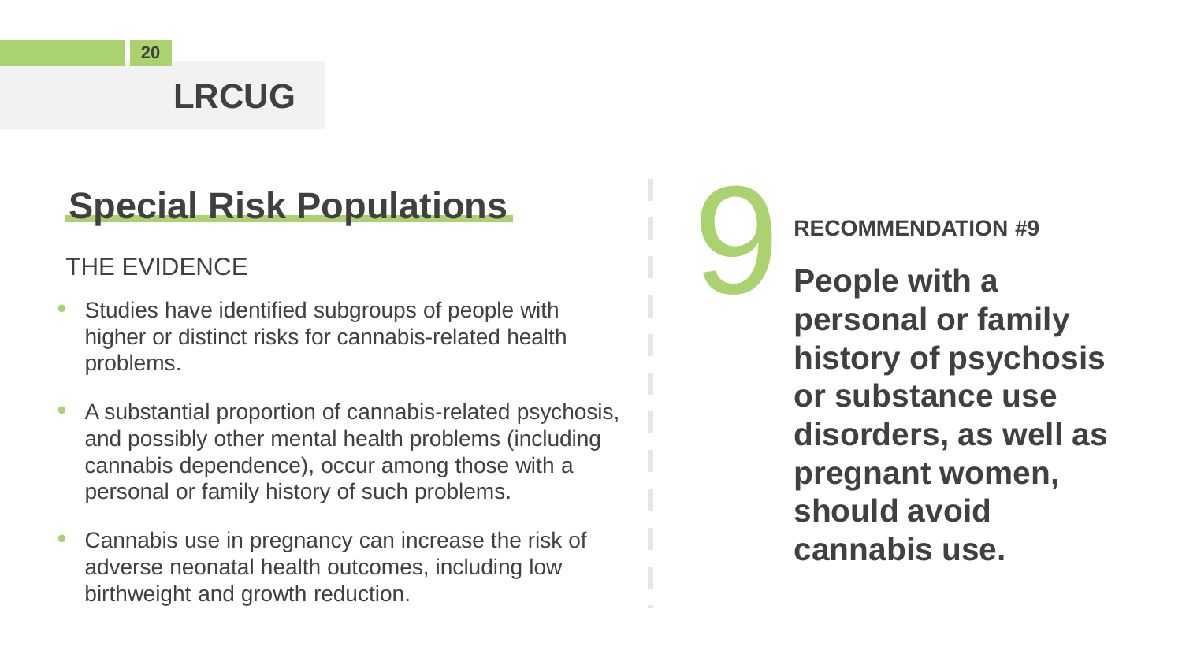# Special Risk Populations

THE EVIDENCE

- Studies have identified subgroups of people with higher or distinct risks for cannabis-related health problems.
- A substantial proportion of cannabis-related psychosis, and possibly other mental health problems (including cannabis dependence), occur among those with a personal or family history of such problems.
- Cannabis use in pregnancy can increase the risk of adverse neonatal health outcomes, including low birthweight and growth reduction.

9

**RECOMMENDATION #9**

**People with a personal or family history of psychosis or substance use disorders, as well as pregnant women, should avoid cannabis use.**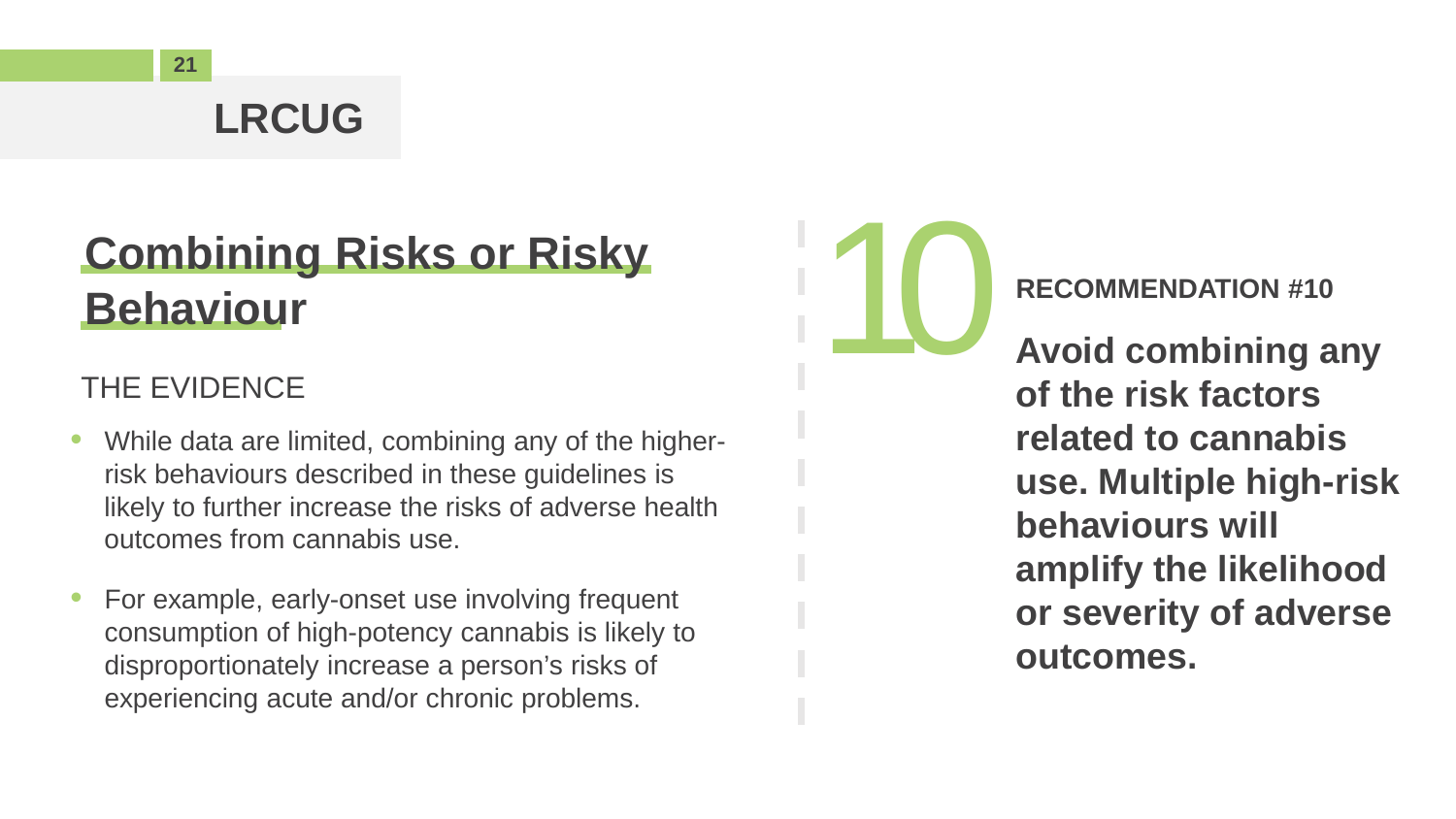## Combining Risks or Risky Behaviour

THE EVIDENCE

- While data are limited, combining any of the higher-risk behaviours described in these guidelines is likely to further increase the risks of adverse health outcomes from cannabis use.
- For example, early-onset use involving frequent consumption of high-potency cannabis is likely to disproportionately increase a person's risks of experiencing acute and/or chronic problems.

10

**RECOMMENDATION #10**

**Avoid combining any of the risk factors related to cannabis use. Multiple high-risk behaviours will amplify the likelihood or severity of adverse outcomes.**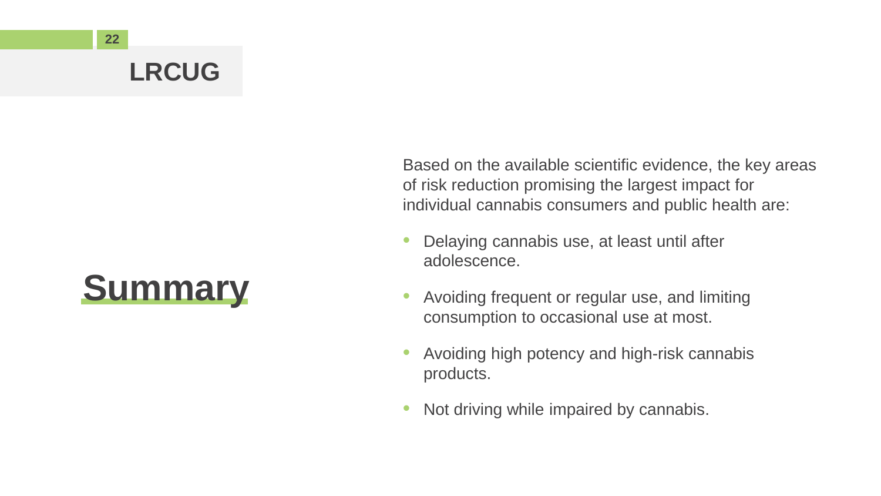# Summary

Based on the available scientific evidence, the key areas of risk reduction promising the largest impact for individual cannabis consumers and public health are:

- Delaying cannabis use, at least until after adolescence.
- Avoiding frequent or regular use, and limiting consumption to occasional use at most.
- Avoiding high potency and high-risk cannabis products.
- Not driving while impaired by cannabis.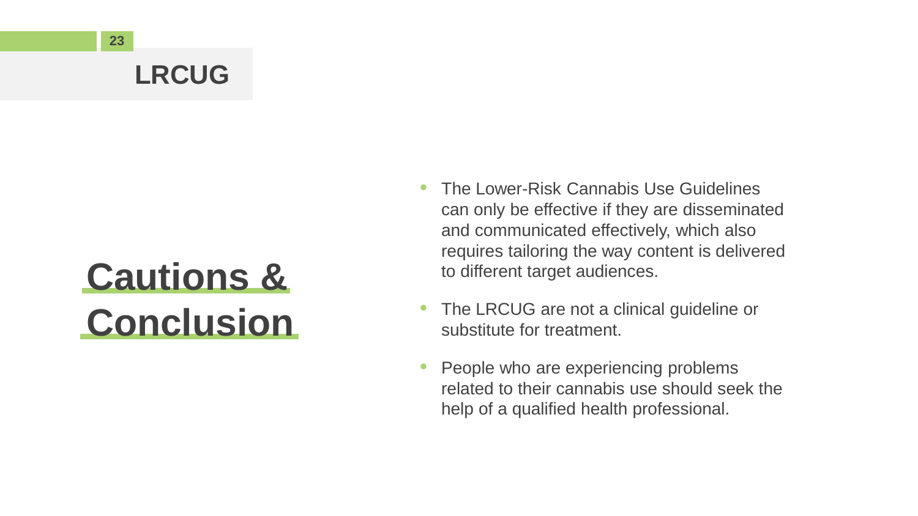# LRCUG

## Cautions & Conclusion

- The Lower-Risk Cannabis Use Guidelines can only be effective if they are disseminated and communicated effectively, which also requires tailoring the way content is delivered to different target audiences.
- The LRCUG are not a clinical guideline or substitute for treatment.
- People who are experiencing problems related to their cannabis use should seek the help of a qualified health professional.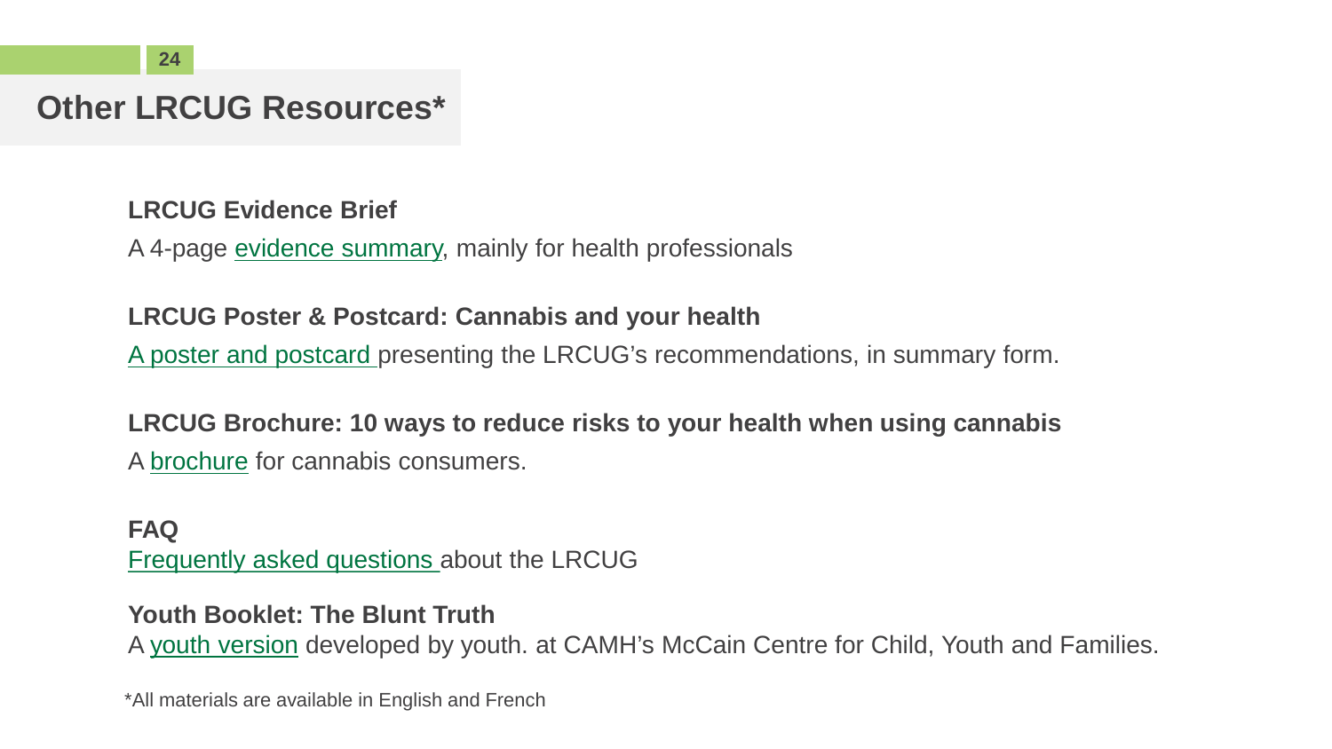# Other LRCUG Resources*

**LRCUG Evidence Brief**

A 4-page evidence summary, mainly for health professionals

**LRCUG Poster & Postcard: Cannabis and your health**

A poster and postcard presenting the LRCUG's recommendations, in summary form.

**LRCUG Brochure: 10 ways to reduce risks to your health when using cannabis**

A brochure for cannabis consumers.

**FAQ**

Frequently asked questions about the LRCUG

**Youth Booklet: The Blunt Truth**

A youth version developed by youth. at CAMH's McCain Centre for Child, Youth and Families.

*All materials are available in English and French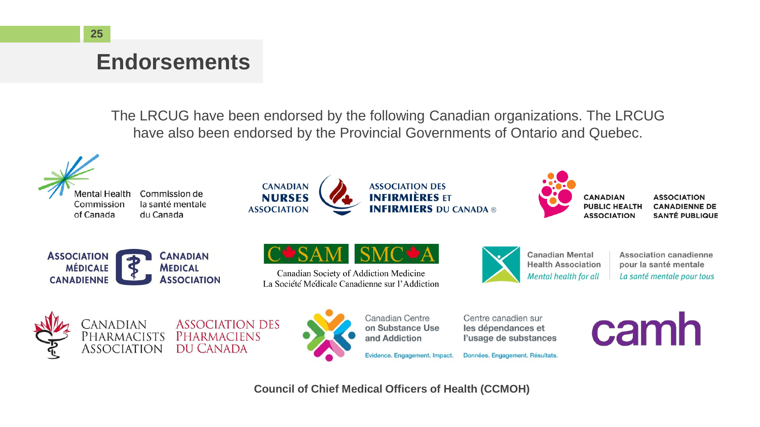# Endorsements

The LRCUG have been endorsed by the following Canadian organizations. The LRCUG have also been endorsed by the Provincial Governments of Ontario and Quebec.

Mental Health Commission of Canada / Commission de la santé mentale du Canada

Canadian Nurses Association / Association des infirmières et infirmiers du Canada ®

Canadian Public Health Association / Association canadienne de santé publique

Association médicale canadienne / Canadian Medical Association

C*SAM SMC*A
Canadian Society of Addiction Medicine
La Société Médicale Canadienne sur l'Addiction

Canadian Mental Health Association / Association canadienne pour la santé mentale
*Mental health for all* / *La santé mentale pour tous*

Canadian Pharmacists Association / Association des pharmaciens du Canada

Canadian Centre on Substance Use and Addiction / Centre canadien sur les dépendances et l'usage de substances
Evidence. Engagement. Impact. / Données. Engagement. Résultats.

camh

**Council of Chief Medical Officers of Health (CCMOH)**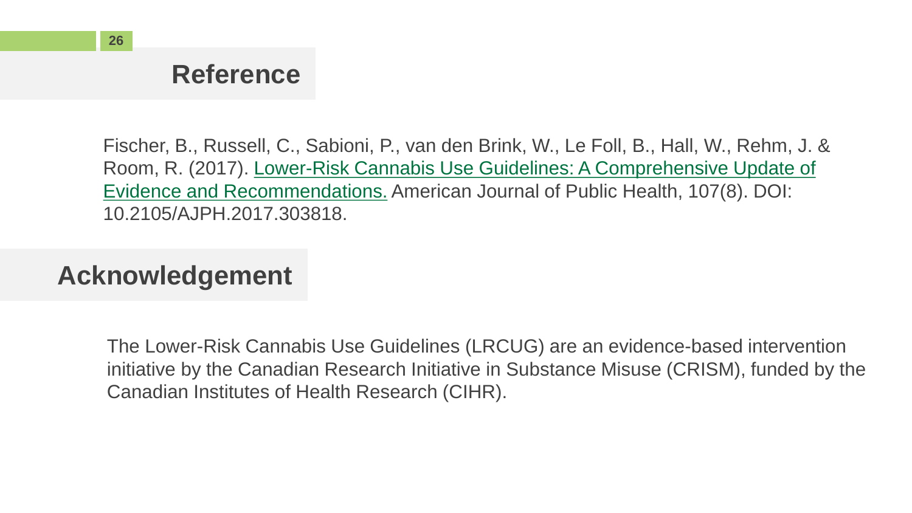## Reference

Fischer, B., Russell, C., Sabioni, P., van den Brink, W., Le Foll, B., Hall, W., Rehm, J. & Room, R. (2017). Lower-Risk Cannabis Use Guidelines: A Comprehensive Update of Evidence and Recommendations. American Journal of Public Health, 107(8). DOI: 10.2105/AJPH.2017.303818.

## Acknowledgement

The Lower-Risk Cannabis Use Guidelines (LRCUG) are an evidence-based intervention initiative by the Canadian Research Initiative in Substance Misuse (CRISM), funded by the Canadian Institutes of Health Research (CIHR).